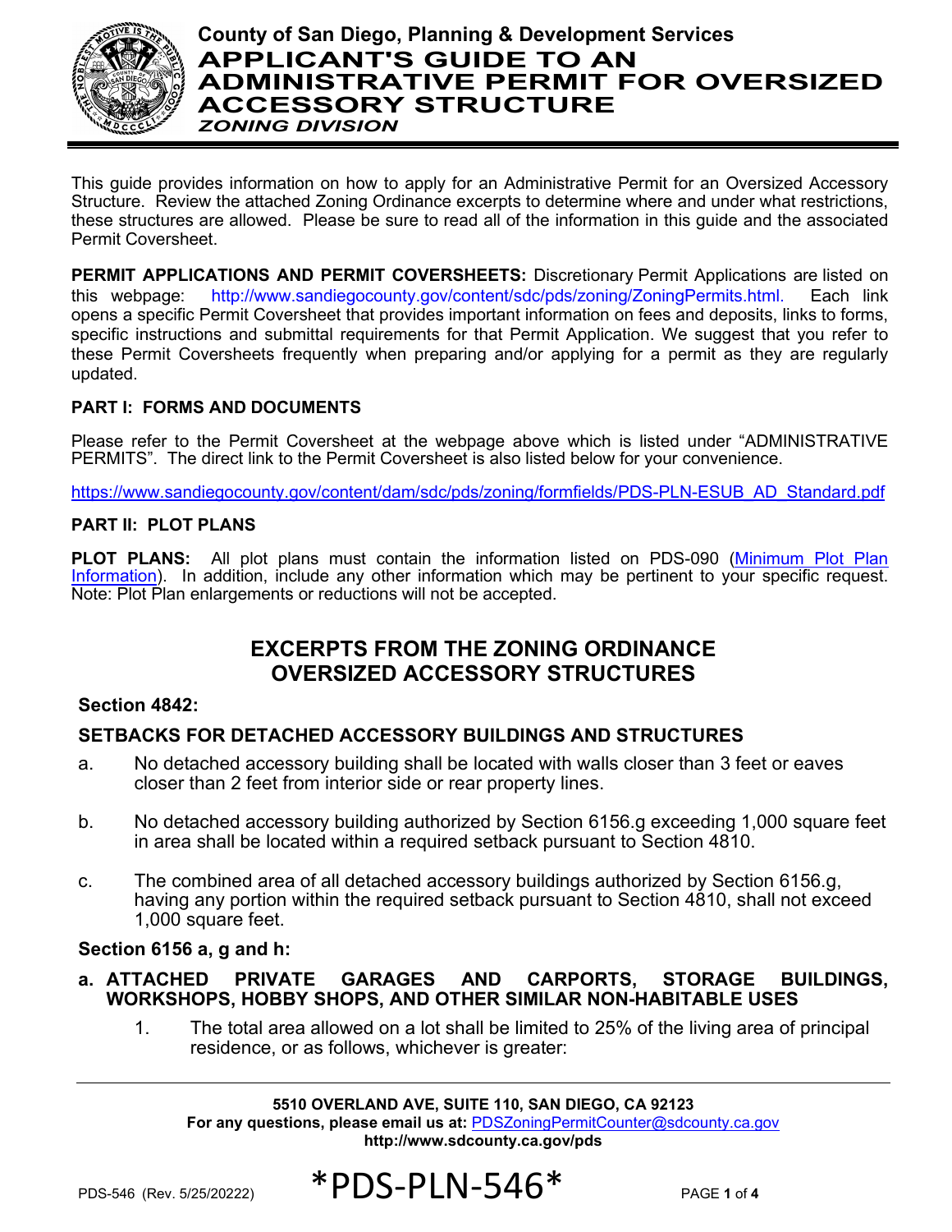# County of San Diego, Planning & Development Services

# APPLICANT'S GUIDE TO AN ADMINISTRATIVE PERMIT FOR OVERSIZED ACCESSORY STRUCTURE

***ZONING DIVISION***

This guide provides information on how to apply for an Administrative Permit for an Oversized Accessory Structure. Review the attached Zoning Ordinance excerpts to determine where and under what restrictions, these structures are allowed. Please be sure to read all of the information in this guide and the associated Permit Coversheet.

**PERMIT APPLICATIONS AND PERMIT COVERSHEETS:** Discretionary Permit Applications are listed on this webpage: http://www.sandiegocounty.gov/content/sdc/pds/zoning/ZoningPermits.html. Each link opens a specific Permit Coversheet that provides important information on fees and deposits, links to forms, specific instructions and submittal requirements for that Permit Application. We suggest that you refer to these Permit Coversheets frequently when preparing and/or applying for a permit as they are regularly updated.

**PART I: FORMS AND DOCUMENTS**

Please refer to the Permit Coversheet at the webpage above which is listed under "ADMINISTRATIVE PERMITS". The direct link to the Permit Coversheet is also listed below for your convenience.

https://www.sandiegocounty.gov/content/dam/sdc/pds/zoning/formfields/PDS-PLN-ESUB_AD_Standard.pdf

**PART II: PLOT PLANS**

**PLOT PLANS:** All plot plans must contain the information listed on PDS-090 (Minimum Plot Plan Information). In addition, include any other information which may be pertinent to your specific request. Note: Plot Plan enlargements or reductions will not be accepted.

## EXCERPTS FROM THE ZONING ORDINANCE OVERSIZED ACCESSORY STRUCTURES

**Section 4842:**

**SETBACKS FOR DETACHED ACCESSORY BUILDINGS AND STRUCTURES**

a. No detached accessory building shall be located with walls closer than 3 feet or eaves closer than 2 feet from interior side or rear property lines.

b. No detached accessory building authorized by Section 6156.g exceeding 1,000 square feet in area shall be located within a required setback pursuant to Section 4810.

c. The combined area of all detached accessory buildings authorized by Section 6156.g, having any portion within the required setback pursuant to Section 4810, shall not exceed 1,000 square feet.

**Section 6156 a, g and h:**

**a. ATTACHED PRIVATE GARAGES AND CARPORTS, STORAGE BUILDINGS, WORKSHOPS, HOBBY SHOPS, AND OTHER SIMILAR NON-HABITABLE USES**

1. The total area allowed on a lot shall be limited to 25% of the living area of principal residence, or as follows, whichever is greater: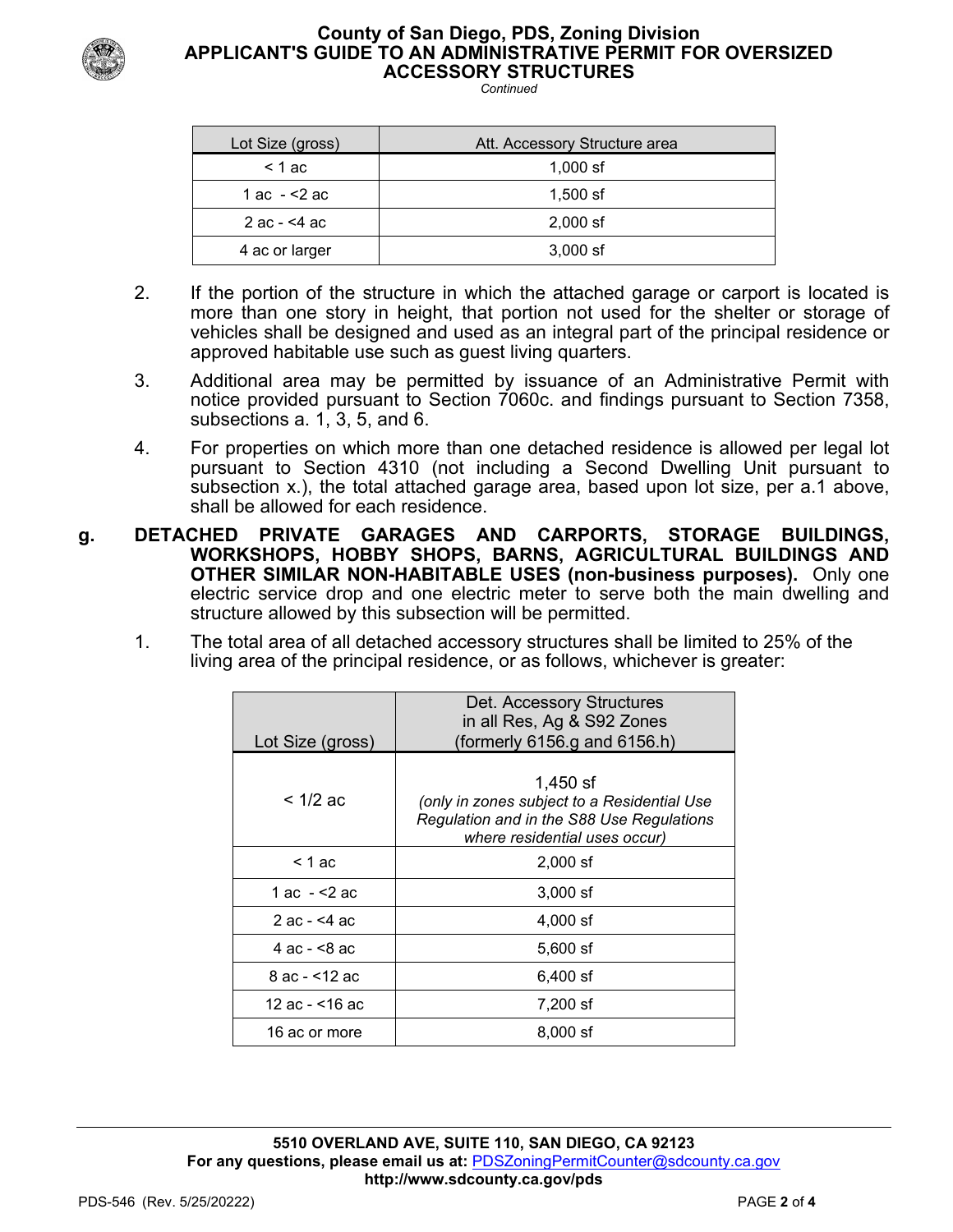| Lot Size (gross) | Att. Accessory Structure area |
|---|---|
| < 1 ac | 1,000 sf |
| 1 ac - <2 ac | 1,500 sf |
| 2 ac - <4 ac | 2,000 sf |
| 4 ac or larger | 3,000 sf |

2. If the portion of the structure in which the attached garage or carport is located is more than one story in height, that portion not used for the shelter or storage of vehicles shall be designed and used as an integral part of the principal residence or approved habitable use such as guest living quarters.

3. Additional area may be permitted by issuance of an Administrative Permit with notice provided pursuant to Section 7060c. and findings pursuant to Section 7358, subsections a. 1, 3, 5, and 6.

4. For properties on which more than one detached residence is allowed per legal lot pursuant to Section 4310 (not including a Second Dwelling Unit pursuant to subsection x.), the total attached garage area, based upon lot size, per a.1 above, shall be allowed for each residence.

**g. DETACHED PRIVATE GARAGES AND CARPORTS, STORAGE BUILDINGS, WORKSHOPS, HOBBY SHOPS, BARNS, AGRICULTURAL BUILDINGS AND OTHER SIMILAR NON-HABITABLE USES (non-business purposes).** Only one electric service drop and one electric meter to serve both the main dwelling and structure allowed by this subsection will be permitted.

1. The total area of all detached accessory structures shall be limited to 25% of the living area of the principal residence, or as follows, whichever is greater:

| Lot Size (gross) | Det. Accessory Structures in all Res, Ag & S92 Zones (formerly 6156.g and 6156.h) |
|---|---|
| < 1/2 ac | 1,450 sf *(only in zones subject to a Residential Use Regulation and in the S88 Use Regulations where residential uses occur)* |
| < 1 ac | 2,000 sf |
| 1 ac - <2 ac | 3,000 sf |
| 2 ac - <4 ac | 4,000 sf |
| 4 ac - <8 ac | 5,600 sf |
| 8 ac - <12 ac | 6,400 sf |
| 12 ac - <16 ac | 7,200 sf |
| 16 ac or more | 8,000 sf |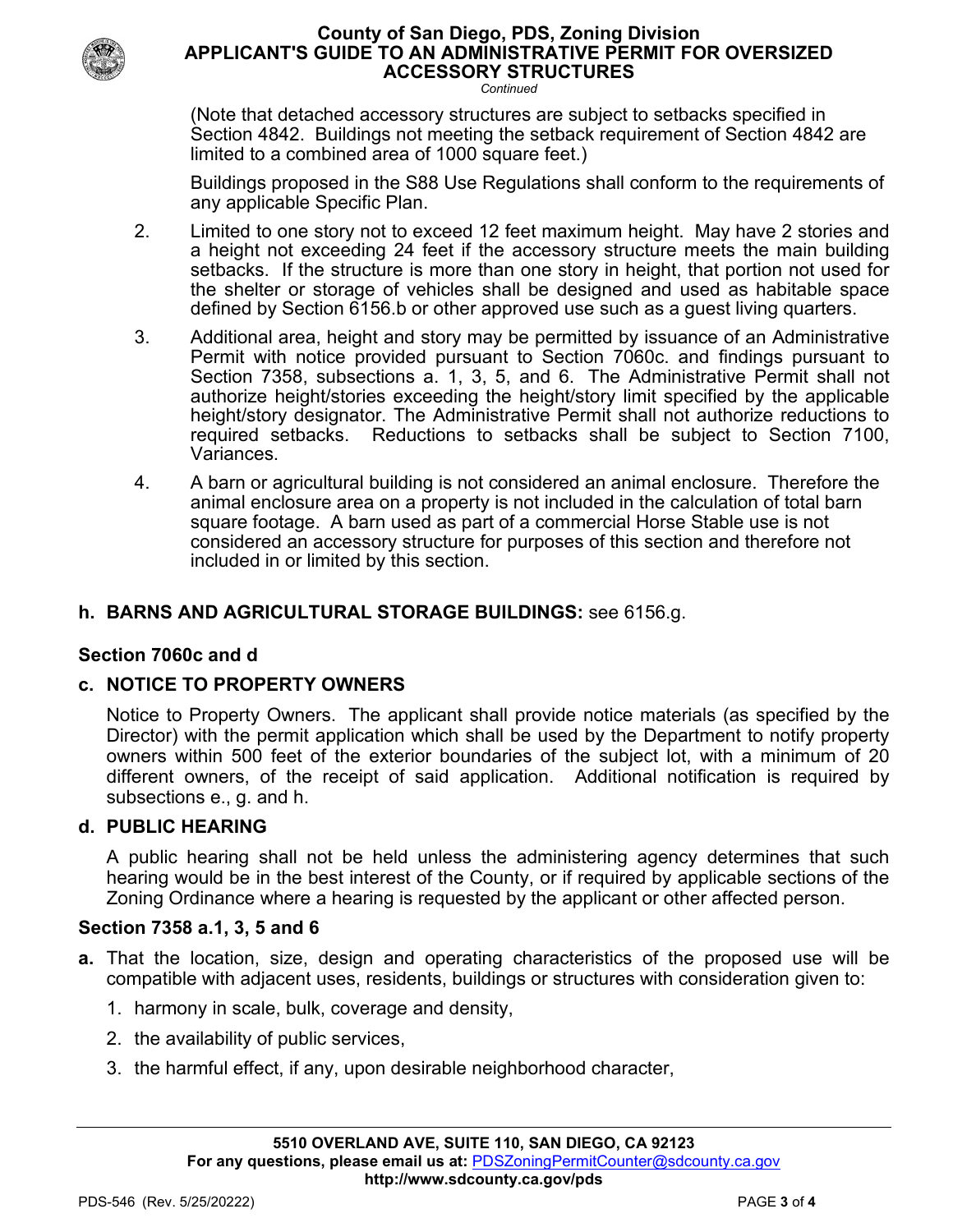(Note that detached accessory structures are subject to setbacks specified in Section 4842. Buildings not meeting the setback requirement of Section 4842 are limited to a combined area of 1000 square feet.)

Buildings proposed in the S88 Use Regulations shall conform to the requirements of any applicable Specific Plan.

2. Limited to one story not to exceed 12 feet maximum height. May have 2 stories and a height not exceeding 24 feet if the accessory structure meets the main building setbacks. If the structure is more than one story in height, that portion not used for the shelter or storage of vehicles shall be designed and used as habitable space defined by Section 6156.b or other approved use such as a guest living quarters.

3. Additional area, height and story may be permitted by issuance of an Administrative Permit with notice provided pursuant to Section 7060c. and findings pursuant to Section 7358, subsections a. 1, 3, 5, and 6. The Administrative Permit shall not authorize height/stories exceeding the height/story limit specified by the applicable height/story designator. The Administrative Permit shall not authorize reductions to required setbacks. Reductions to setbacks shall be subject to Section 7100, Variances.

4. A barn or agricultural building is not considered an animal enclosure. Therefore the animal enclosure area on a property is not included in the calculation of total barn square footage. A barn used as part of a commercial Horse Stable use is not considered an accessory structure for purposes of this section and therefore not included in or limited by this section.

### h. BARNS AND AGRICULTURAL STORAGE BUILDINGS: see 6156.g.

### Section 7060c and d

### c. NOTICE TO PROPERTY OWNERS

Notice to Property Owners. The applicant shall provide notice materials (as specified by the Director) with the permit application which shall be used by the Department to notify property owners within 500 feet of the exterior boundaries of the subject lot, with a minimum of 20 different owners, of the receipt of said application. Additional notification is required by subsections e., g. and h.

### d. PUBLIC HEARING

A public hearing shall not be held unless the administering agency determines that such hearing would be in the best interest of the County, or if required by applicable sections of the Zoning Ordinance where a hearing is requested by the applicant or other affected person.

### Section 7358 a.1, 3, 5 and 6

**a.** That the location, size, design and operating characteristics of the proposed use will be compatible with adjacent uses, residents, buildings or structures with consideration given to:

1. harmony in scale, bulk, coverage and density,
2. the availability of public services,
3. the harmful effect, if any, upon desirable neighborhood character,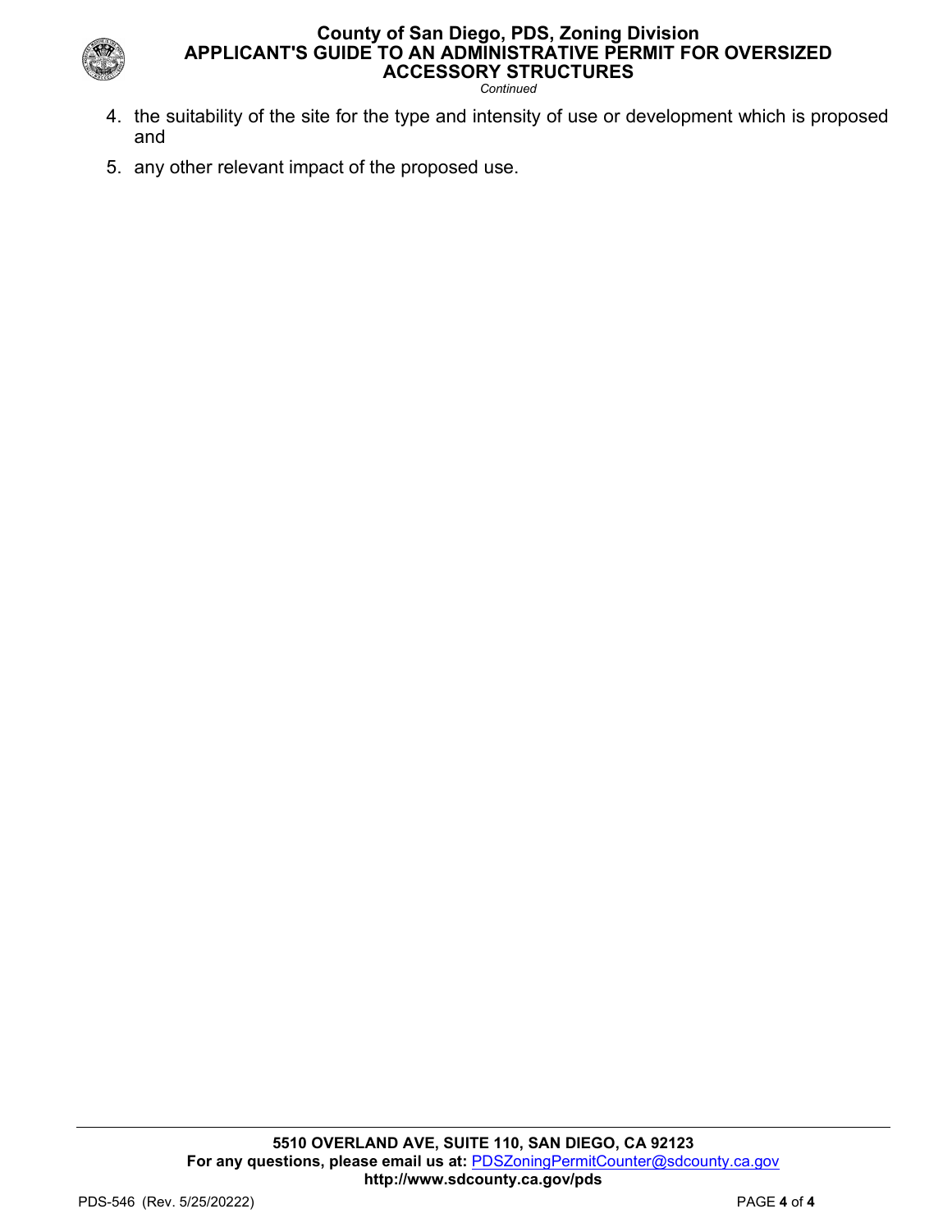4. the suitability of the site for the type and intensity of use or development which is proposed and
5. any other relevant impact of the proposed use.